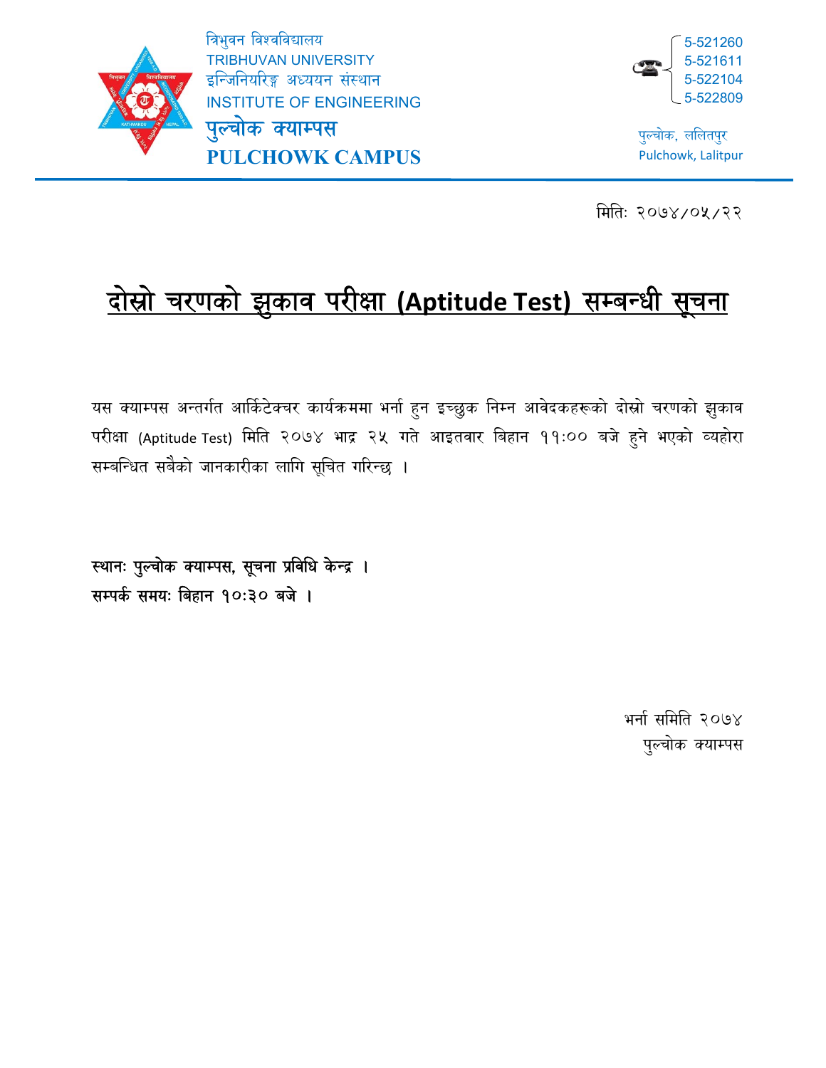त्रिभुवन विश्वविद्यालय
TRIBHUVAN UNIVERSITY
इन्जिनियरिङ्ग अध्ययन संस्थान
INSTITUTE OF ENGINEERING
**पुल्चोक क्याम्पस**
**PULCHOWK CAMPUS**

5-521260
5-521611
5-522104
5-522809

पुल्चोक, ललितपुर
Pulchowk, Lalitpur

मिति: २०७४/०५/२२

# दोस्रो चरणको झुकाव परीक्षा (Aptitude Test) सम्बन्धी सूचना

यस क्याम्पस अन्तर्गत आर्किटेक्चर कार्यक्रममा भर्ना हुन इच्छुक निम्न आवेदकहरूको दोस्रो चरणको झुकाव परीक्षा (Aptitude Test) मिति २०७४ भाद्र २५ गते आइतवार बिहान ११:०० बजे हुने भएको व्यहोरा सम्बन्धित सबैको जानकारीका लागि सूचित गरिन्छ ।

**स्थान: पुल्चोक क्याम्पस, सूचना प्रविधि केन्द्र ।**
**सम्पर्क समय: बिहान १०:३० बजे ।**

भर्ना समिति २०७४
पुल्चोक क्याम्पस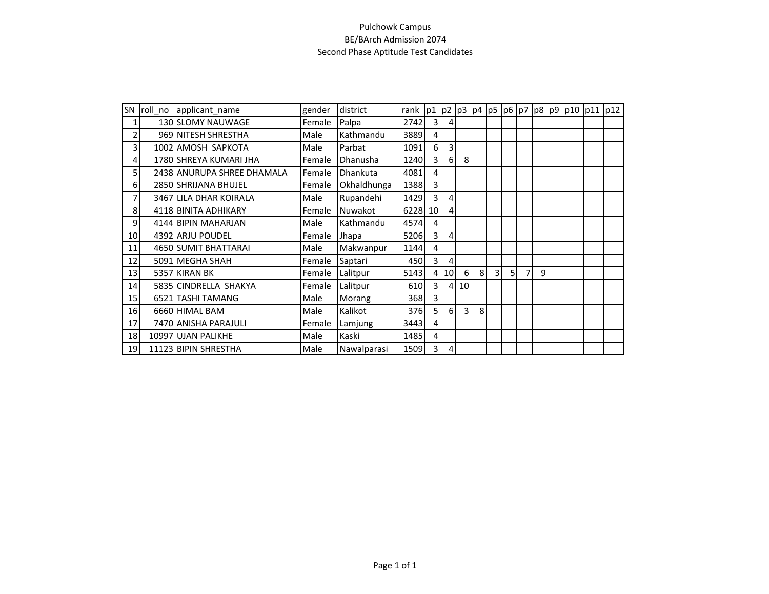Pulchowk Campus

BE/BArch Admission 2074

Second Phase Aptitude Test Candidates

| SN | roll_no | applicant_name | gender | district | rank | p1 | p2 | p3 | p4 | p5 | p6 | p7 | p8 | p9 | p10 | p11 | p12 |
|---|---|---|---|---|---|---|---|---|---|---|---|---|---|---|---|---|---|
| 1 | 130 | SLOMY NAUWAGE | Female | Palpa | 2742 | 3 | 4 | | | | | | | | | | |
| 2 | 969 | NITESH SHRESTHA | Male | Kathmandu | 3889 | 4 | | | | | | | | | | | |
| 3 | 1002 | AMOSH SAPKOTA | Male | Parbat | 1091 | 6 | 3 | | | | | | | | | | |
| 4 | 1780 | SHREYA KUMARI JHA | Female | Dhanusha | 1240 | 3 | 6 | 8 | | | | | | | | | |
| 5 | 2438 | ANURUPA SHREE DHAMALA | Female | Dhankuta | 4081 | 4 | | | | | | | | | | | |
| 6 | 2850 | SHRIJANA BHUJEL | Female | Okhaldhunga | 1388 | 3 | | | | | | | | | | | |
| 7 | 3467 | LILA DHAR KOIRALA | Male | Rupandehi | 1429 | 3 | 4 | | | | | | | | | | |
| 8 | 4118 | BINITA ADHIKARY | Female | Nuwakot | 6228 | 10 | 4 | | | | | | | | | | |
| 9 | 4144 | BIPIN MAHARJAN | Male | Kathmandu | 4574 | 4 | | | | | | | | | | | |
| 10 | 4392 | ARJU POUDEL | Female | Jhapa | 5206 | 3 | 4 | | | | | | | | | | |
| 11 | 4650 | SUMIT BHATTARAI | Male | Makwanpur | 1144 | 4 | | | | | | | | | | | |
| 12 | 5091 | MEGHA SHAH | Female | Saptari | 450 | 3 | 4 | | | | | | | | | | |
| 13 | 5357 | KIRAN BK | Female | Lalitpur | 5143 | 4 | 10 | 6 | 8 | 3 | 5 | 7 | 9 | | | | |
| 14 | 5835 | CINDRELLA SHAKYA | Female | Lalitpur | 610 | 3 | 4 | 10 | | | | | | | | | |
| 15 | 6521 | TASHI TAMANG | Male | Morang | 368 | 3 | | | | | | | | | | | |
| 16 | 6660 | HIMAL BAM | Male | Kalikot | 376 | 5 | 6 | 3 | 8 | | | | | | | | |
| 17 | 7470 | ANISHA PARAJULI | Female | Lamjung | 3443 | 4 | | | | | | | | | | | |
| 18 | 10997 | UJAN PALIKHE | Male | Kaski | 1485 | 4 | | | | | | | | | | | |
| 19 | 11123 | BIPIN SHRESTHA | Male | Nawalparasi | 1509 | 3 | 4 | | | | | | | | | | |